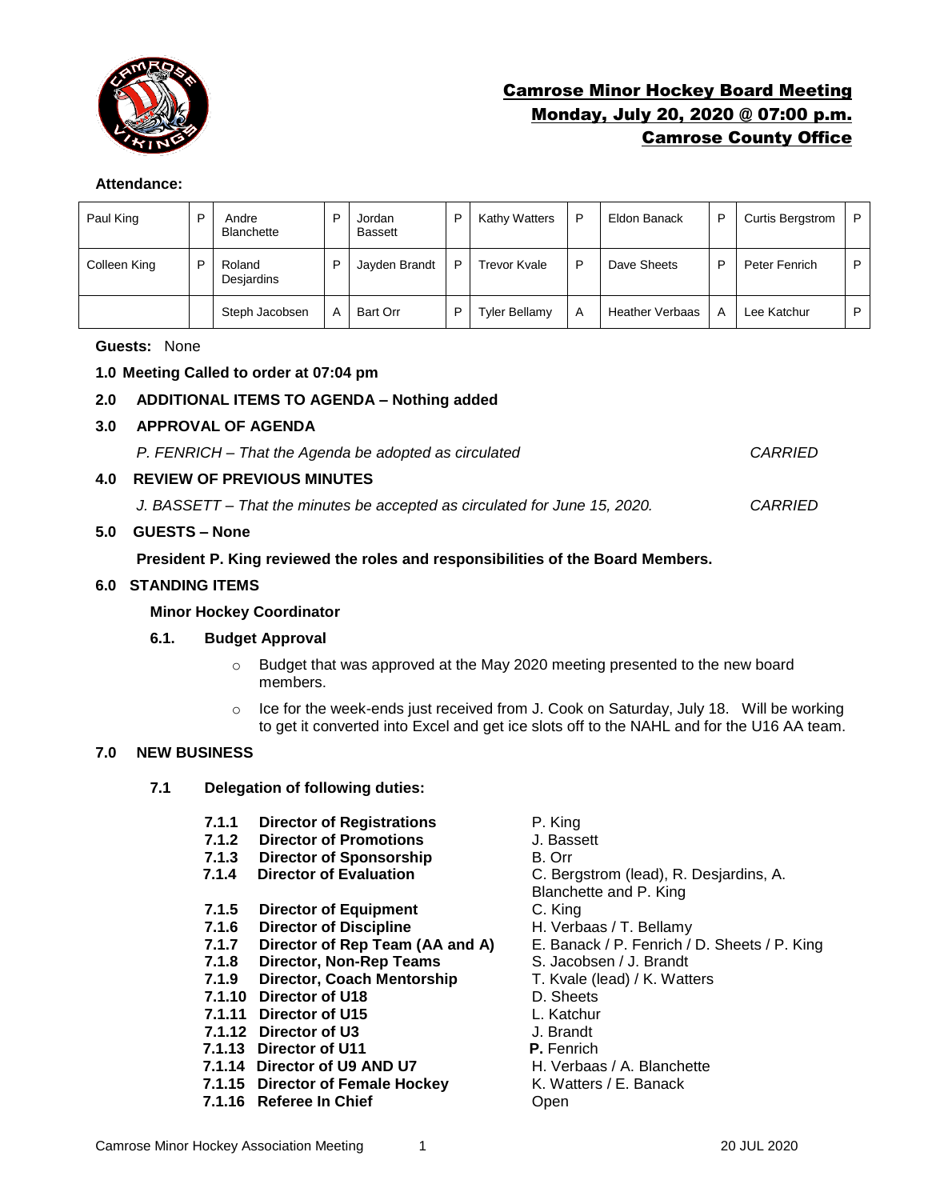# Camrose Minor Hockey Board Meeting
## Monday, July 20, 2020 @ 07:00 p.m.
## Camrose County Office

**Attendance:**

| | | | | | | | | | | | |
|---|---|---|---|---|---|---|---|---|---|---|---|
| Paul King | P | Andre Blanchette | P | Jordan Bassett | P | Kathy Watters | P | Eldon Banack | P | Curtis Bergstrom | P |
| Colleen King | P | Roland Desjardins | P | Jayden Brandt | P | Trevor Kvale | P | Dave Sheets | P | Peter Fenrich | P |
| | | Steph Jacobsen | A | Bart Orr | P | Tyler Bellamy | A | Heather Verbaas | A | Lee Katchur | P |

**Guests:** None

**1.0 Meeting Called to order at 07:04 pm**

**2.0 ADDITIONAL ITEMS TO AGENDA – Nothing added**

**3.0 APPROVAL OF AGENDA**

*P. FENRICH – That the Agenda be adopted as circulated* *CARRIED*

**4.0 REVIEW OF PREVIOUS MINUTES**

*J. BASSETT – That the minutes be accepted as circulated for June 15, 2020.* *CARRIED*

**5.0 GUESTS – None**

**President P. King reviewed the roles and responsibilities of the Board Members.**

**6.0 STANDING ITEMS**

**Minor Hockey Coordinator**

**6.1. Budget Approval**

- Budget that was approved at the May 2020 meeting presented to the new board members.
- Ice for the week-ends just received from J. Cook on Saturday, July 18. Will be working to get it converted into Excel and get ice slots off to the NAHL and for the U16 AA team.

**7.0 NEW BUSINESS**

**7.1 Delegation of following duties:**

- **7.1.1 Director of Registrations** P. King
- **7.1.2 Director of Promotions** J. Bassett
- **7.1.3 Director of Sponsorship** B. Orr
- **7.1.4 Director of Evaluation** C. Bergstrom (lead), R. Desjardins, A. Blanchette and P. King
- **7.1.5 Director of Equipment** C. King
- **7.1.6 Director of Discipline** H. Verbaas / T. Bellamy
- **7.1.7 Director of Rep Team (AA and A)** E. Banack / P. Fenrich / D. Sheets / P. King
- **7.1.8 Director, Non-Rep Teams** S. Jacobsen / J. Brandt
- **7.1.9 Director, Coach Mentorship** T. Kvale (lead) / K. Watters
- **7.1.10 Director of U18** D. Sheets
- **7.1.11 Director of U15** L. Katchur
- **7.1.12 Director of U3** J. Brandt
- **7.1.13 Director of U11** **P.** Fenrich
- **7.1.14 Director of U9 AND U7** H. Verbaas / A. Blanchette
- **7.1.15 Director of Female Hockey** K. Watters / E. Banack
- **7.1.16 Referee In Chief** Open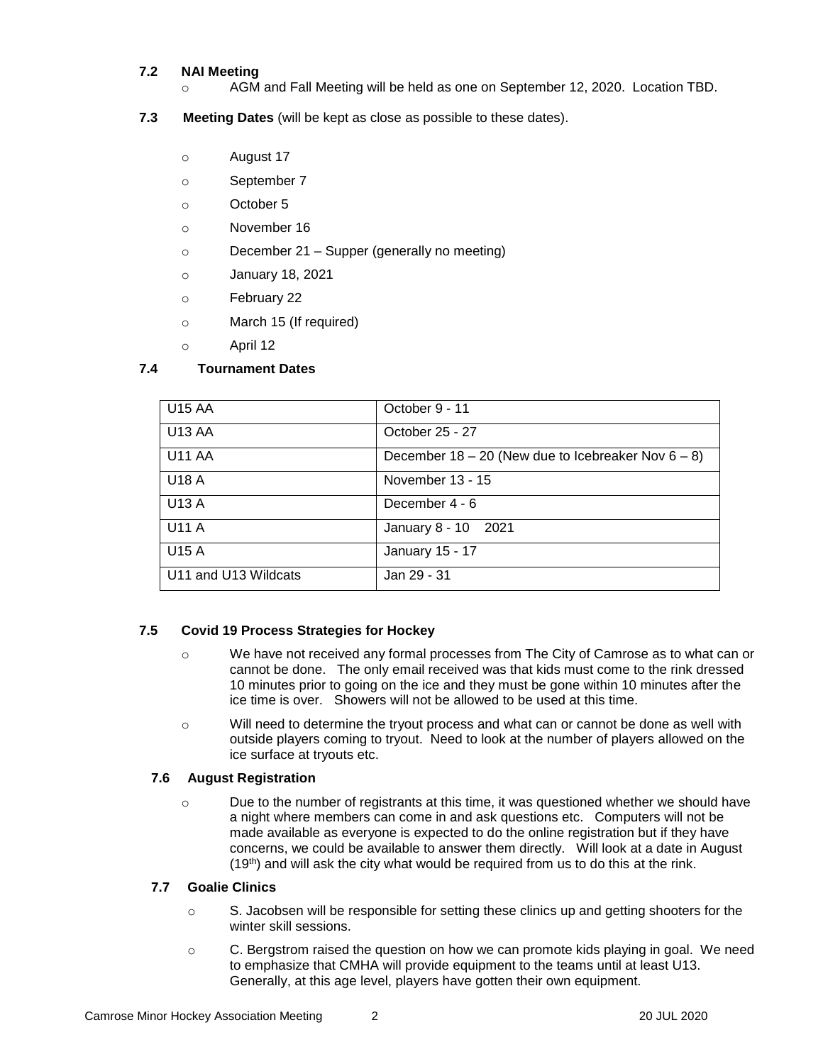### 7.2 NAI Meeting

- AGM and Fall Meeting will be held as one on September 12, 2020. Location TBD.

### 7.3 Meeting Dates (will be kept as close as possible to these dates).

- August 17
- September 7
- October 5
- November 16
- December 21 – Supper (generally no meeting)
- January 18, 2021
- February 22
- March 15 (If required)
- April 12

### 7.4 Tournament Dates

| | |
|---|---|
| U15 AA | October 9 - 11 |
| U13 AA | October 25 - 27 |
| U11 AA | December 18 – 20 (New due to Icebreaker Nov 6 – 8) |
| U18 A | November 13 - 15 |
| U13 A | December 4 - 6 |
| U11 A | January 8 - 10 2021 |
| U15 A | January 15 - 17 |
| U11 and U13 Wildcats | Jan 29 - 31 |

### 7.5 Covid 19 Process Strategies for Hockey

- We have not received any formal processes from The City of Camrose as to what can or cannot be done. The only email received was that kids must come to the rink dressed 10 minutes prior to going on the ice and they must be gone within 10 minutes after the ice time is over. Showers will not be allowed to be used at this time.
- Will need to determine the tryout process and what can or cannot be done as well with outside players coming to tryout. Need to look at the number of players allowed on the ice surface at tryouts etc.

### 7.6 August Registration

- Due to the number of registrants at this time, it was questioned whether we should have a night where members can come in and ask questions etc. Computers will not be made available as everyone is expected to do the online registration but if they have concerns, we could be available to answer them directly. Will look at a date in August (19th) and will ask the city what would be required from us to do this at the rink.

### 7.7 Goalie Clinics

- S. Jacobsen will be responsible for setting these clinics up and getting shooters for the winter skill sessions.
- C. Bergstrom raised the question on how we can promote kids playing in goal. We need to emphasize that CMHA will provide equipment to the teams until at least U13. Generally, at this age level, players have gotten their own equipment.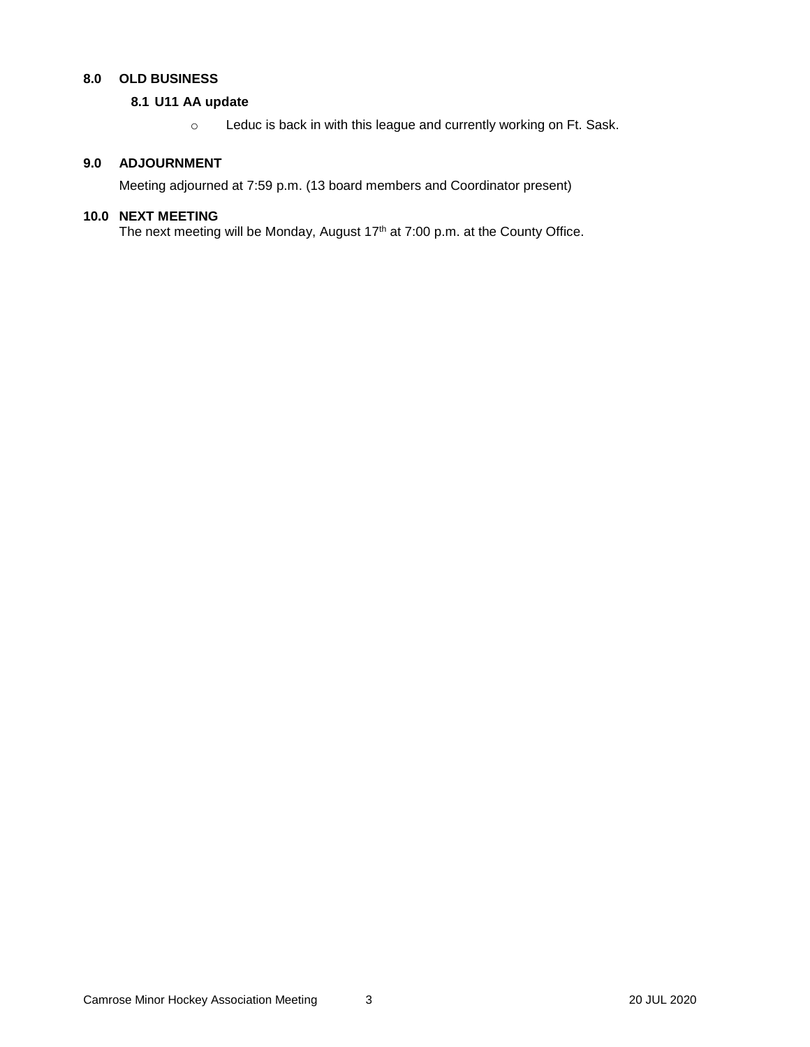## 8.0 OLD BUSINESS

### 8.1 U11 AA update

- Leduc is back in with this league and currently working on Ft. Sask.

## 9.0 ADJOURNMENT

Meeting adjourned at 7:59 p.m. (13 board members and Coordinator present)

## 10.0 NEXT MEETING

The next meeting will be Monday, August 17th at 7:00 p.m. at the County Office.